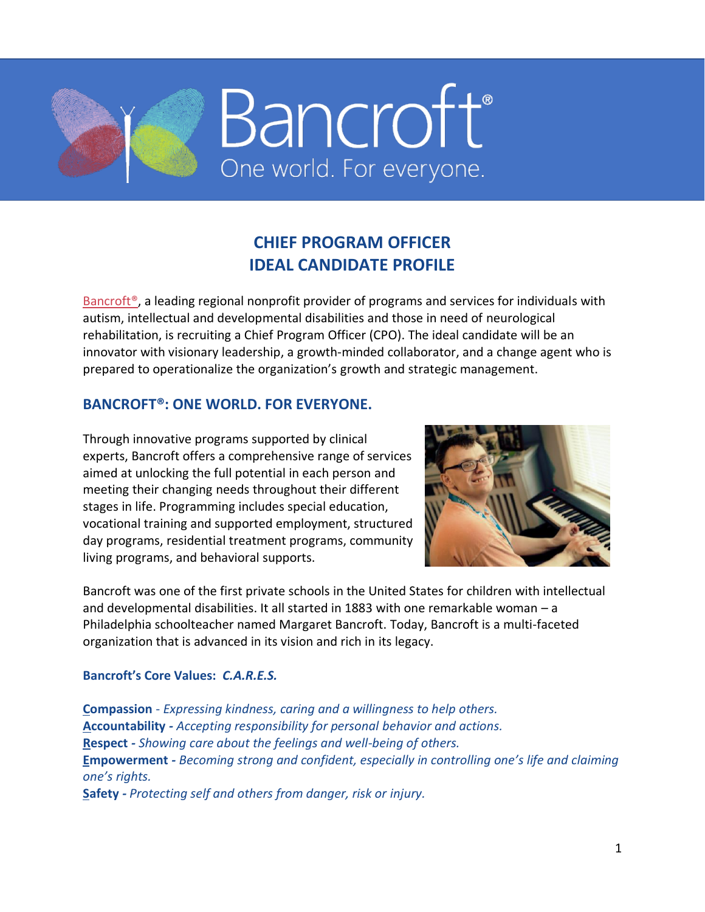Bancroft®
One world. For everyone.

# CHIEF PROGRAM OFFICER
# IDEAL CANDIDATE PROFILE

Bancroft®, a leading regional nonprofit provider of programs and services for individuals with autism, intellectual and developmental disabilities and those in need of neurological rehabilitation, is recruiting a Chief Program Officer (CPO). The ideal candidate will be an innovator with visionary leadership, a growth-minded collaborator, and a change agent who is prepared to operationalize the organization's growth and strategic management.

## BANCROFT®: ONE WORLD. FOR EVERYONE.

Through innovative programs supported by clinical experts, Bancroft offers a comprehensive range of services aimed at unlocking the full potential in each person and meeting their changing needs throughout their different stages in life. Programming includes special education, vocational training and supported employment, structured day programs, residential treatment programs, community living programs, and behavioral supports.

Bancroft was one of the first private schools in the United States for children with intellectual and developmental disabilities. It all started in 1883 with one remarkable woman – a Philadelphia schoolteacher named Margaret Bancroft. Today, Bancroft is a multi-faceted organization that is advanced in its vision and rich in its legacy.

### Bancroft's Core Values: *C.A.R.E.S.*

**Compassion** - *Expressing kindness, caring and a willingness to help others.*
**Accountability -** *Accepting responsibility for personal behavior and actions.*
**Respect -** *Showing care about the feelings and well-being of others.*
**Empowerment -** *Becoming strong and confident, especially in controlling one's life and claiming one's rights.*
**Safety -** *Protecting self and others from danger, risk or injury.*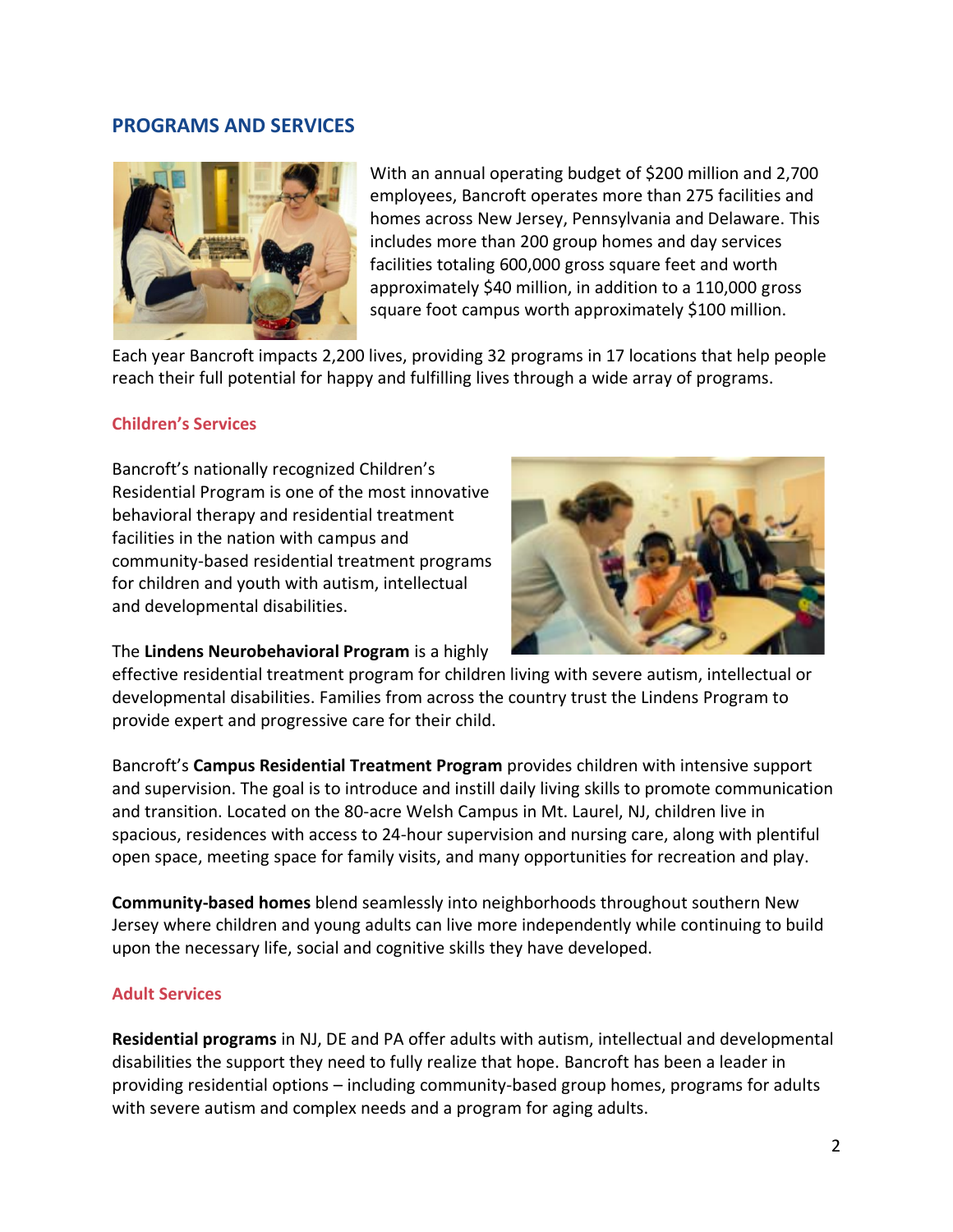## PROGRAMS AND SERVICES

With an annual operating budget of $200 million and 2,700 employees, Bancroft operates more than 275 facilities and homes across New Jersey, Pennsylvania and Delaware. This includes more than 200 group homes and day services facilities totaling 600,000 gross square feet and worth approximately $40 million, in addition to a 110,000 gross square foot campus worth approximately $100 million.

Each year Bancroft impacts 2,200 lives, providing 32 programs in 17 locations that help people reach their full potential for happy and fulfilling lives through a wide array of programs.

### Children's Services

Bancroft's nationally recognized Children's Residential Program is one of the most innovative behavioral therapy and residential treatment facilities in the nation with campus and community-based residential treatment programs for children and youth with autism, intellectual and developmental disabilities.

The **Lindens Neurobehavioral Program** is a highly effective residential treatment program for children living with severe autism, intellectual or developmental disabilities. Families from across the country trust the Lindens Program to provide expert and progressive care for their child.

Bancroft's **Campus Residential Treatment Program** provides children with intensive support and supervision. The goal is to introduce and instill daily living skills to promote communication and transition. Located on the 80-acre Welsh Campus in Mt. Laurel, NJ, children live in spacious, residences with access to 24-hour supervision and nursing care, along with plentiful open space, meeting space for family visits, and many opportunities for recreation and play.

**Community-based homes** blend seamlessly into neighborhoods throughout southern New Jersey where children and young adults can live more independently while continuing to build upon the necessary life, social and cognitive skills they have developed.

### Adult Services

**Residential programs** in NJ, DE and PA offer adults with autism, intellectual and developmental disabilities the support they need to fully realize that hope. Bancroft has been a leader in providing residential options – including community-based group homes, programs for adults with severe autism and complex needs and a program for aging adults.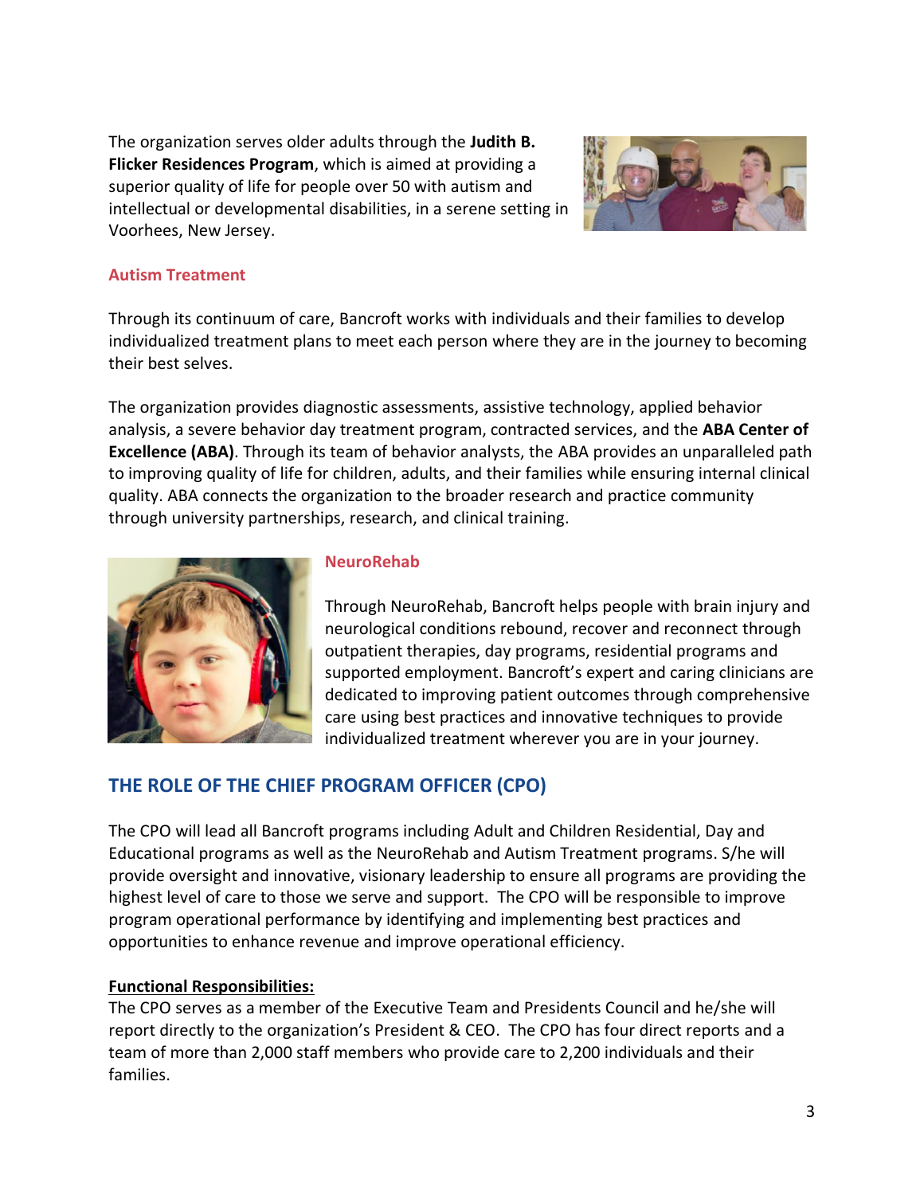The organization serves older adults through the **Judith B. Flicker Residences Program**, which is aimed at providing a superior quality of life for people over 50 with autism and intellectual or developmental disabilities, in a serene setting in Voorhees, New Jersey.

### Autism Treatment

Through its continuum of care, Bancroft works with individuals and their families to develop individualized treatment plans to meet each person where they are in the journey to becoming their best selves.

The organization provides diagnostic assessments, assistive technology, applied behavior analysis, a severe behavior day treatment program, contracted services, and the **ABA Center of Excellence (ABA)**. Through its team of behavior analysts, the ABA provides an unparalleled path to improving quality of life for children, adults, and their families while ensuring internal clinical quality. ABA connects the organization to the broader research and practice community through university partnerships, research, and clinical training.

### NeuroRehab

Through NeuroRehab, Bancroft helps people with brain injury and neurological conditions rebound, recover and reconnect through outpatient therapies, day programs, residential programs and supported employment. Bancroft's expert and caring clinicians are dedicated to improving patient outcomes through comprehensive care using best practices and innovative techniques to provide individualized treatment wherever you are in your journey.

## THE ROLE OF THE CHIEF PROGRAM OFFICER (CPO)

The CPO will lead all Bancroft programs including Adult and Children Residential, Day and Educational programs as well as the NeuroRehab and Autism Treatment programs. S/he will provide oversight and innovative, visionary leadership to ensure all programs are providing the highest level of care to those we serve and support. The CPO will be responsible to improve program operational performance by identifying and implementing best practices and opportunities to enhance revenue and improve operational efficiency.

**Functional Responsibilities:**

The CPO serves as a member of the Executive Team and Presidents Council and he/she will report directly to the organization's President & CEO. The CPO has four direct reports and a team of more than 2,000 staff members who provide care to 2,200 individuals and their families.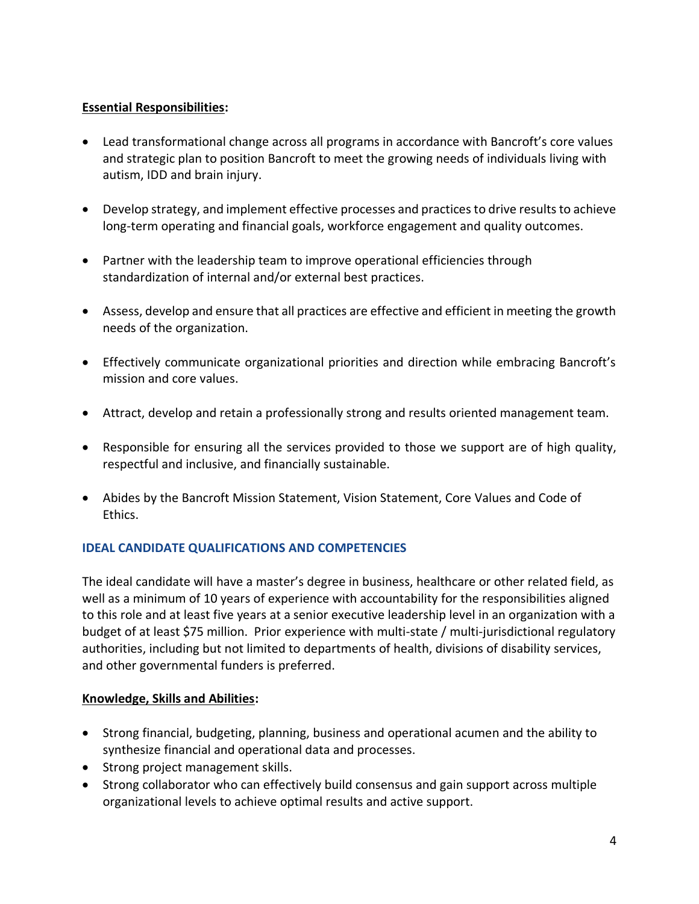**Essential Responsibilities:**

- Lead transformational change across all programs in accordance with Bancroft's core values and strategic plan to position Bancroft to meet the growing needs of individuals living with autism, IDD and brain injury.
- Develop strategy, and implement effective processes and practices to drive results to achieve long-term operating and financial goals, workforce engagement and quality outcomes.
- Partner with the leadership team to improve operational efficiencies through standardization of internal and/or external best practices.
- Assess, develop and ensure that all practices are effective and efficient in meeting the growth needs of the organization.
- Effectively communicate organizational priorities and direction while embracing Bancroft's mission and core values.
- Attract, develop and retain a professionally strong and results oriented management team.
- Responsible for ensuring all the services provided to those we support are of high quality, respectful and inclusive, and financially sustainable.
- Abides by the Bancroft Mission Statement, Vision Statement, Core Values and Code of Ethics.

## IDEAL CANDIDATE QUALIFICATIONS AND COMPETENCIES

The ideal candidate will have a master's degree in business, healthcare or other related field, as well as a minimum of 10 years of experience with accountability for the responsibilities aligned to this role and at least five years at a senior executive leadership level in an organization with a budget of at least $75 million. Prior experience with multi-state / multi-jurisdictional regulatory authorities, including but not limited to departments of health, divisions of disability services, and other governmental funders is preferred.

**Knowledge, Skills and Abilities:**

- Strong financial, budgeting, planning, business and operational acumen and the ability to synthesize financial and operational data and processes.
- Strong project management skills.
- Strong collaborator who can effectively build consensus and gain support across multiple organizational levels to achieve optimal results and active support.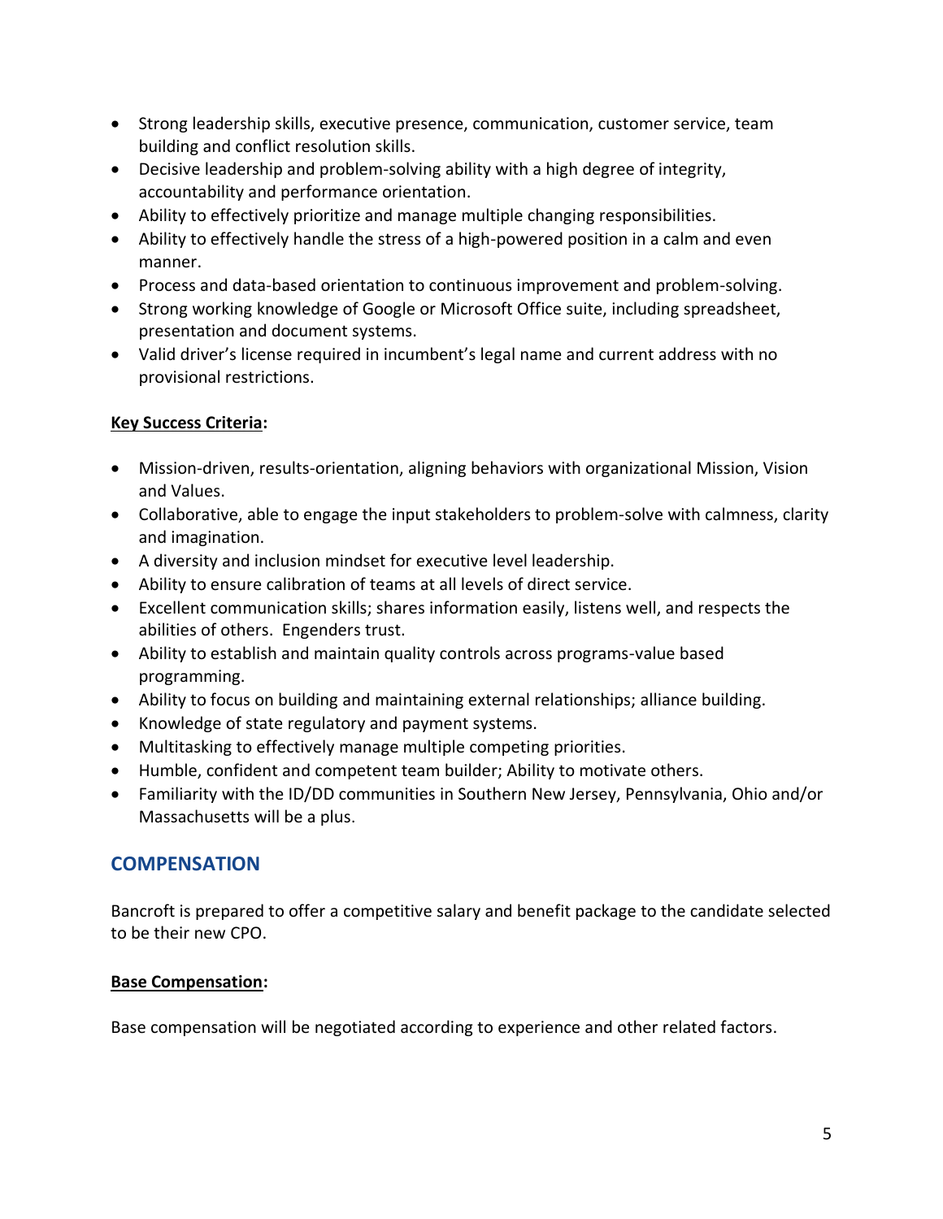- Strong leadership skills, executive presence, communication, customer service, team building and conflict resolution skills.
- Decisive leadership and problem-solving ability with a high degree of integrity, accountability and performance orientation.
- Ability to effectively prioritize and manage multiple changing responsibilities.
- Ability to effectively handle the stress of a high-powered position in a calm and even manner.
- Process and data-based orientation to continuous improvement and problem-solving.
- Strong working knowledge of Google or Microsoft Office suite, including spreadsheet, presentation and document systems.
- Valid driver's license required in incumbent's legal name and current address with no provisional restrictions.

**Key Success Criteria:**

- Mission-driven, results-orientation, aligning behaviors with organizational Mission, Vision and Values.
- Collaborative, able to engage the input stakeholders to problem-solve with calmness, clarity and imagination.
- A diversity and inclusion mindset for executive level leadership.
- Ability to ensure calibration of teams at all levels of direct service.
- Excellent communication skills; shares information easily, listens well, and respects the abilities of others. Engenders trust.
- Ability to establish and maintain quality controls across programs-value based programming.
- Ability to focus on building and maintaining external relationships; alliance building.
- Knowledge of state regulatory and payment systems.
- Multitasking to effectively manage multiple competing priorities.
- Humble, confident and competent team builder; Ability to motivate others.
- Familiarity with the ID/DD communities in Southern New Jersey, Pennsylvania, Ohio and/or Massachusetts will be a plus.

## COMPENSATION

Bancroft is prepared to offer a competitive salary and benefit package to the candidate selected to be their new CPO.

**Base Compensation:**

Base compensation will be negotiated according to experience and other related factors.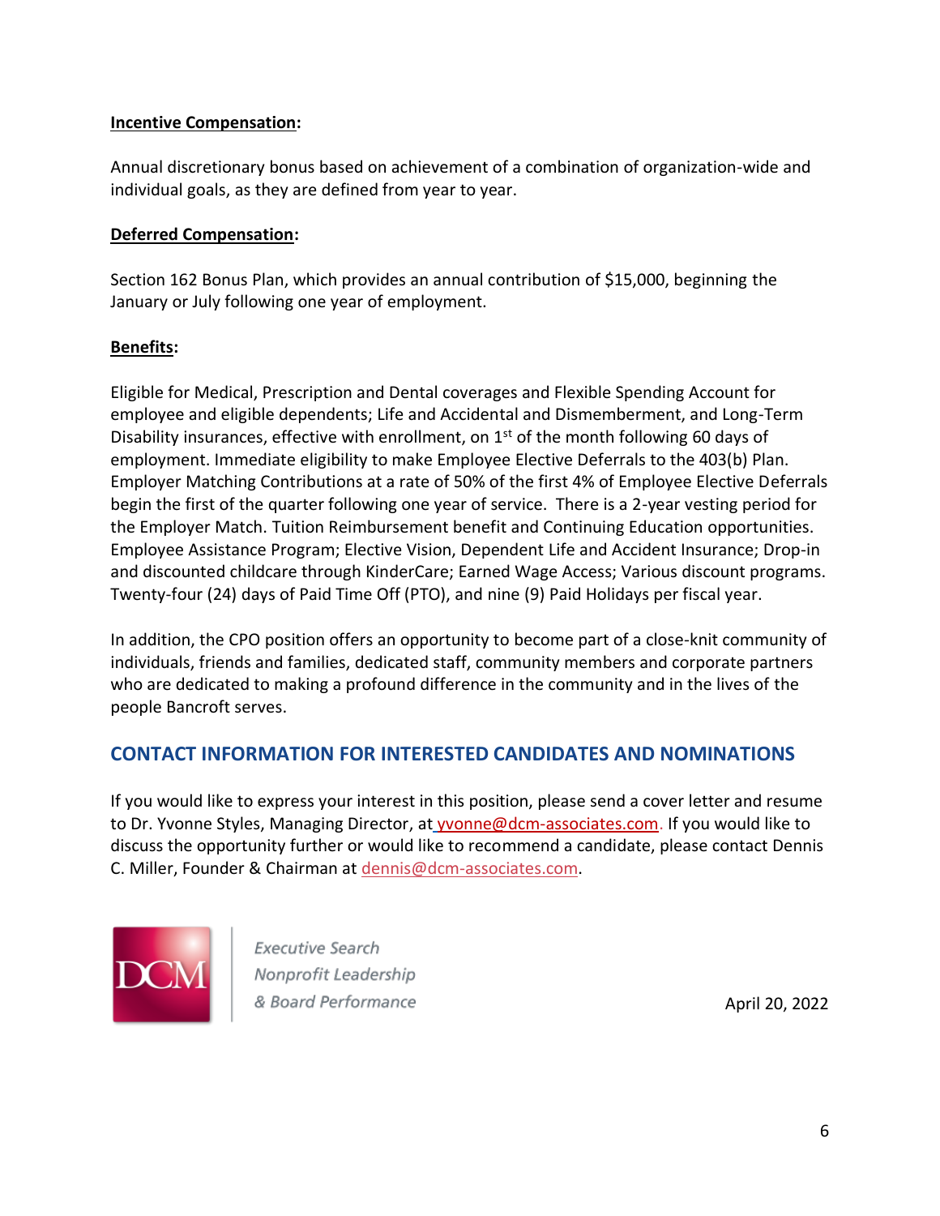**Incentive Compensation:**

Annual discretionary bonus based on achievement of a combination of organization-wide and individual goals, as they are defined from year to year.

**Deferred Compensation:**

Section 162 Bonus Plan, which provides an annual contribution of $15,000, beginning the January or July following one year of employment.

**Benefits:**

Eligible for Medical, Prescription and Dental coverages and Flexible Spending Account for employee and eligible dependents; Life and Accidental and Dismemberment, and Long-Term Disability insurances, effective with enrollment, on 1st of the month following 60 days of employment. Immediate eligibility to make Employee Elective Deferrals to the 403(b) Plan. Employer Matching Contributions at a rate of 50% of the first 4% of Employee Elective Deferrals begin the first of the quarter following one year of service. There is a 2-year vesting period for the Employer Match. Tuition Reimbursement benefit and Continuing Education opportunities. Employee Assistance Program; Elective Vision, Dependent Life and Accident Insurance; Drop-in and discounted childcare through KinderCare; Earned Wage Access; Various discount programs. Twenty-four (24) days of Paid Time Off (PTO), and nine (9) Paid Holidays per fiscal year.

In addition, the CPO position offers an opportunity to become part of a close-knit community of individuals, friends and families, dedicated staff, community members and corporate partners who are dedicated to making a profound difference in the community and in the lives of the people Bancroft serves.

## CONTACT INFORMATION FOR INTERESTED CANDIDATES AND NOMINATIONS

If you would like to express your interest in this position, please send a cover letter and resume to Dr. Yvonne Styles, Managing Director, at yvonne@dcm-associates.com. If you would like to discuss the opportunity further or would like to recommend a candidate, please contact Dennis C. Miller, Founder & Chairman at dennis@dcm-associates.com.

DCM

*Executive Search*
*Nonprofit Leadership*
*& Board Performance*

April 20, 2022